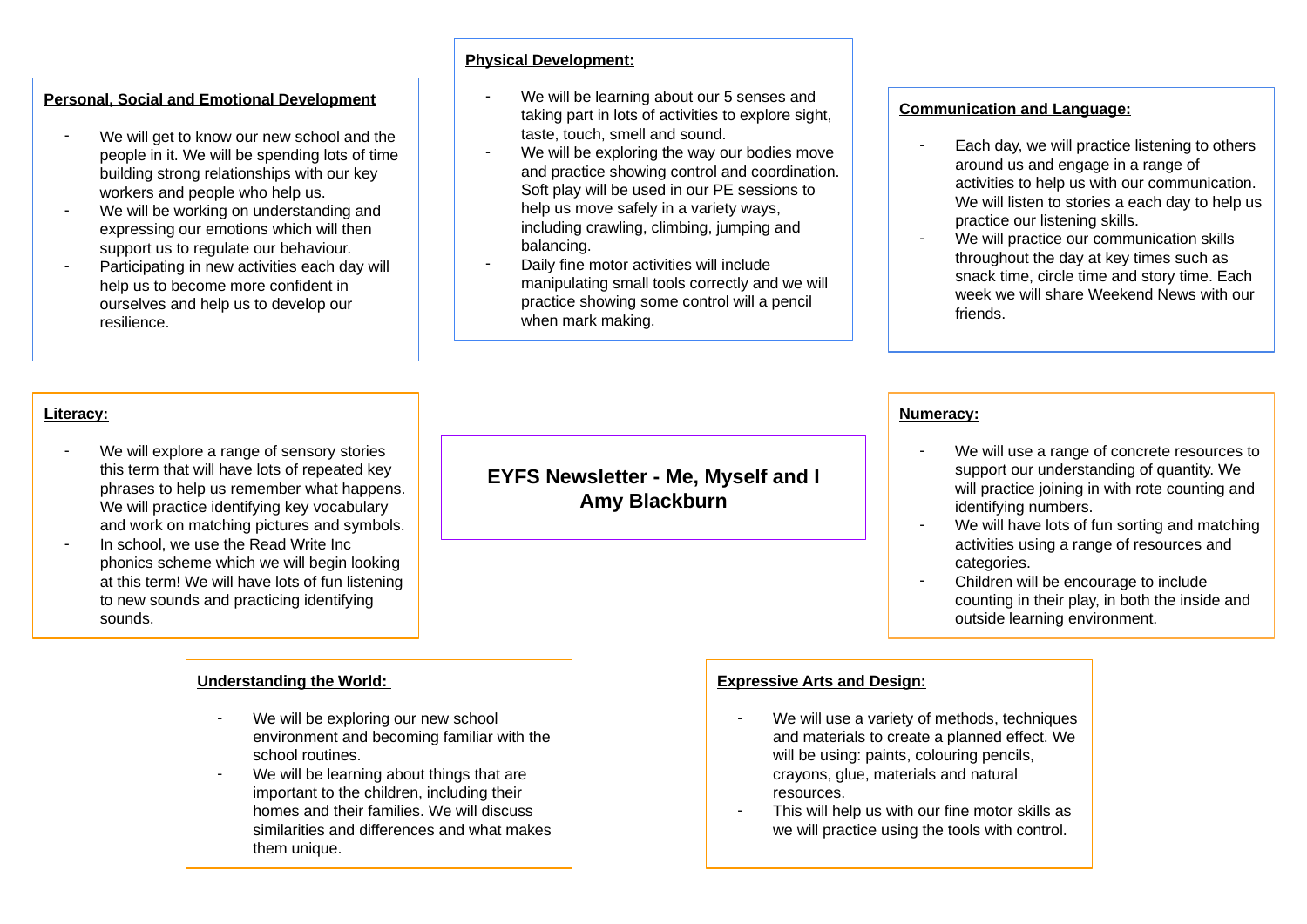# EYFS Newsletter - Me, Myself and I
## Amy Blackburn

### Personal, Social and Emotional Development

- We will get to know our new school and the people in it. We will be spending lots of time building strong relationships with our key workers and people who help us.
- We will be working on understanding and expressing our emotions which will then support us to regulate our behaviour.
- Participating in new activities each day will help us to become more confident in ourselves and help us to develop our resilience.

### Physical Development:

- We will be learning about our 5 senses and taking part in lots of activities to explore sight, taste, touch, smell and sound.
- We will be exploring the way our bodies move and practice showing control and coordination. Soft play will be used in our PE sessions to help us move safely in a variety ways, including crawling, climbing, jumping and balancing.
- Daily fine motor activities will include manipulating small tools correctly and we will practice showing some control will a pencil when mark making.

### Communication and Language:

- Each day, we will practice listening to others around us and engage in a range of activities to help us with our communication. We will listen to stories a each day to help us practice our listening skills.
- We will practice our communication skills throughout the day at key times such as snack time, circle time and story time. Each week we will share Weekend News with our friends.

### Literacy:

- We will explore a range of sensory stories this term that will have lots of repeated key phrases to help us remember what happens. We will practice identifying key vocabulary and work on matching pictures and symbols.
- In school, we use the Read Write Inc phonics scheme which we will begin looking at this term! We will have lots of fun listening to new sounds and practicing identifying sounds.

### Numeracy:

- We will use a range of concrete resources to support our understanding of quantity. We will practice joining in with rote counting and identifying numbers.
- We will have lots of fun sorting and matching activities using a range of resources and categories.
- Children will be encourage to include counting in their play, in both the inside and outside learning environment.

### Understanding the World:

- We will be exploring our new school environment and becoming familiar with the school routines.
- We will be learning about things that are important to the children, including their homes and their families. We will discuss similarities and differences and what makes them unique.

### Expressive Arts and Design:

- We will use a variety of methods, techniques and materials to create a planned effect. We will be using: paints, colouring pencils, crayons, glue, materials and natural resources.
- This will help us with our fine motor skills as we will practice using the tools with control.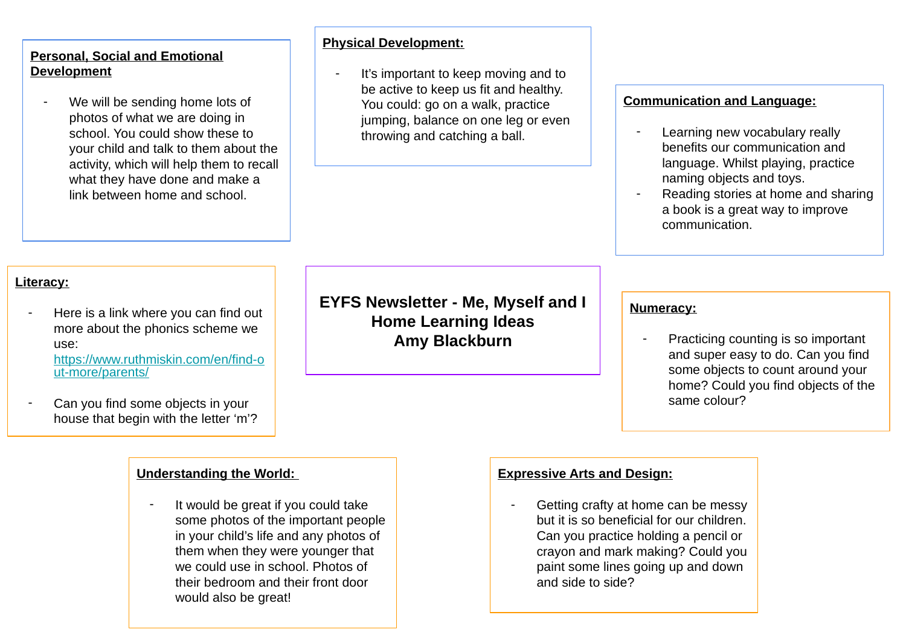# EYFS Newsletter - Me, Myself and I
## Home Learning Ideas
## Amy Blackburn

### Personal, Social and Emotional Development

- We will be sending home lots of photos of what we are doing in school. You could show these to your child and talk to them about the activity, which will help them to recall what they have done and make a link between home and school.

### Physical Development:

- It's important to keep moving and to be active to keep us fit and healthy. You could: go on a walk, practice jumping, balance on one leg or even throwing and catching a ball.

### Communication and Language:

- Learning new vocabulary really benefits our communication and language. Whilst playing, practice naming objects and toys.
- Reading stories at home and sharing a book is a great way to improve communication.

### Literacy:

- Here is a link where you can find out more about the phonics scheme we use: https://www.ruthmiskin.com/en/find-out-more/parents/
- Can you find some objects in your house that begin with the letter 'm'?

### Numeracy:

- Practicing counting is so important and super easy to do. Can you find some objects to count around your home? Could you find objects of the same colour?

### Understanding the World:

- It would be great if you could take some photos of the important people in your child's life and any photos of them when they were younger that we could use in school. Photos of their bedroom and their front door would also be great!

### Expressive Arts and Design:

- Getting crafty at home can be messy but it is so beneficial for our children. Can you practice holding a pencil or crayon and mark making? Could you paint some lines going up and down and side to side?